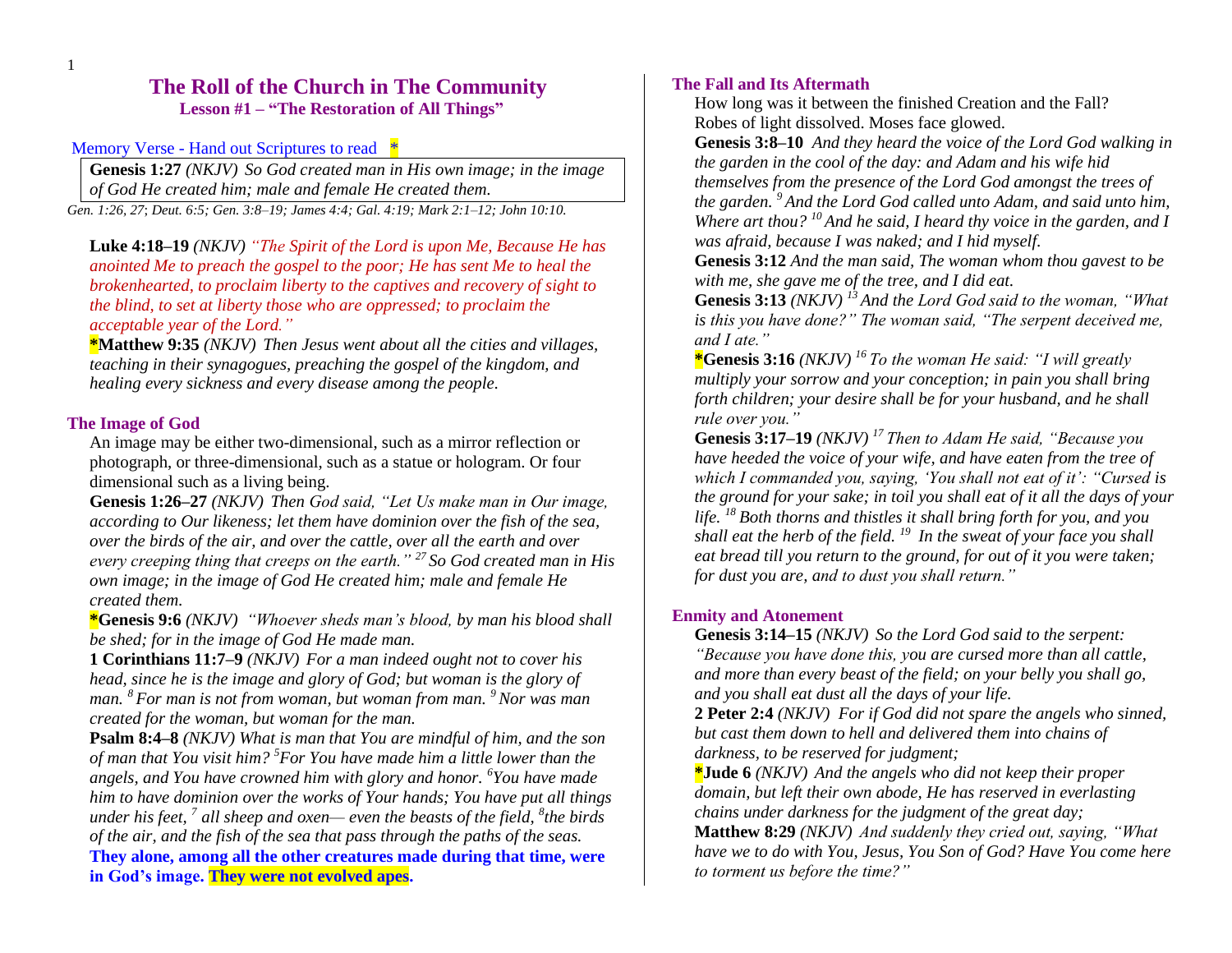# The Roll of the Church in The Community

## Lesson #1 – "The Restoration of All Things"

Memory Verse - Hand out Scriptures to read *

**Genesis 1:27** *(NKJV) So God created man in His own image; in the image of God He created him; male and female He created them.*

*Gen. 1:26, 27; Deut. 6:5; Gen. 3:8–19; James 4:4; Gal. 4:19; Mark 2:1–12; John 10:10.*

**Luke 4:18–19** *(NKJV) "The Spirit of the Lord is upon Me, Because He has anointed Me to preach the gospel to the poor; He has sent Me to heal the brokenhearted, to proclaim liberty to the captives and recovery of sight to the blind, to set at liberty those who are oppressed; to proclaim the acceptable year of the Lord."*

***Matthew 9:35** *(NKJV) Then Jesus went about all the cities and villages, teaching in their synagogues, preaching the gospel of the kingdom, and healing every sickness and every disease among the people.*

### The Image of God

An image may be either two-dimensional, such as a mirror reflection or photograph, or three-dimensional, such as a statue or hologram. Or four dimensional such as a living being.

**Genesis 1:26–27** *(NKJV) Then God said, "Let Us make man in Our image, according to Our likeness; let them have dominion over the fish of the sea, over the birds of the air, and over the cattle, over all the earth and over every creeping thing that creeps on the earth." [27] So God created man in His own image; in the image of God He created him; male and female He created them.*

***Genesis 9:6** *(NKJV) "Whoever sheds man's blood, by man his blood shall be shed; for in the image of God He made man.*

**1 Corinthians 11:7–9** *(NKJV) For a man indeed ought not to cover his head, since he is the image and glory of God; but woman is the glory of man. [8] For man is not from woman, but woman from man. [9] Nor was man created for the woman, but woman for the man.*

**Psalm 8:4–8** *(NKJV) What is man that You are mindful of him, and the son of man that You visit him? [5]For You have made him a little lower than the angels, and You have crowned him with glory and honor. [6]You have made him to have dominion over the works of Your hands; You have put all things under his feet, [7] all sheep and oxen— even the beasts of the field, [8]the birds of the air, and the fish of the sea that pass through the paths of the seas.*

**They alone, among all the other creatures made during that time, were in God's image. They were not evolved apes.**

### The Fall and Its Aftermath

How long was it between the finished Creation and the Fall?
Robes of light dissolved. Moses face glowed.

**Genesis 3:8–10** *And they heard the voice of the Lord God walking in the garden in the cool of the day: and Adam and his wife hid themselves from the presence of the Lord God amongst the trees of the garden. [9] And the Lord God called unto Adam, and said unto him, Where art thou? [10] And he said, I heard thy voice in the garden, and I was afraid, because I was naked; and I hid myself.*

**Genesis 3:12** *And the man said, The woman whom thou gavest to be with me, she gave me of the tree, and I did eat.*

**Genesis 3:13** *(NKJV) [13] And the Lord God said to the woman, "What is this you have done?" The woman said, "The serpent deceived me, and I ate."*

***Genesis 3:16** *(NKJV) [16] To the woman He said: "I will greatly multiply your sorrow and your conception; in pain you shall bring forth children; your desire shall be for your husband, and he shall rule over you."*

**Genesis 3:17–19** *(NKJV) [17] Then to Adam He said, "Because you have heeded the voice of your wife, and have eaten from the tree of which I commanded you, saying, 'You shall not eat of it': "Cursed is the ground for your sake; in toil you shall eat of it all the days of your life. [18] Both thorns and thistles it shall bring forth for you, and you shall eat the herb of the field. [19] In the sweat of your face you shall eat bread till you return to the ground, for out of it you were taken; for dust you are, and to dust you shall return."*

### Enmity and Atonement

**Genesis 3:14–15** *(NKJV) So the Lord God said to the serpent: "Because you have done this, you are cursed more than all cattle, and more than every beast of the field; on your belly you shall go, and you shall eat dust all the days of your life.*

**2 Peter 2:4** *(NKJV) For if God did not spare the angels who sinned, but cast them down to hell and delivered them into chains of darkness, to be reserved for judgment;*

***Jude 6** *(NKJV) And the angels who did not keep their proper domain, but left their own abode, He has reserved in everlasting chains under darkness for the judgment of the great day;*

**Matthew 8:29** *(NKJV) And suddenly they cried out, saying, "What have we to do with You, Jesus, You Son of God? Have You come here to torment us before the time?"*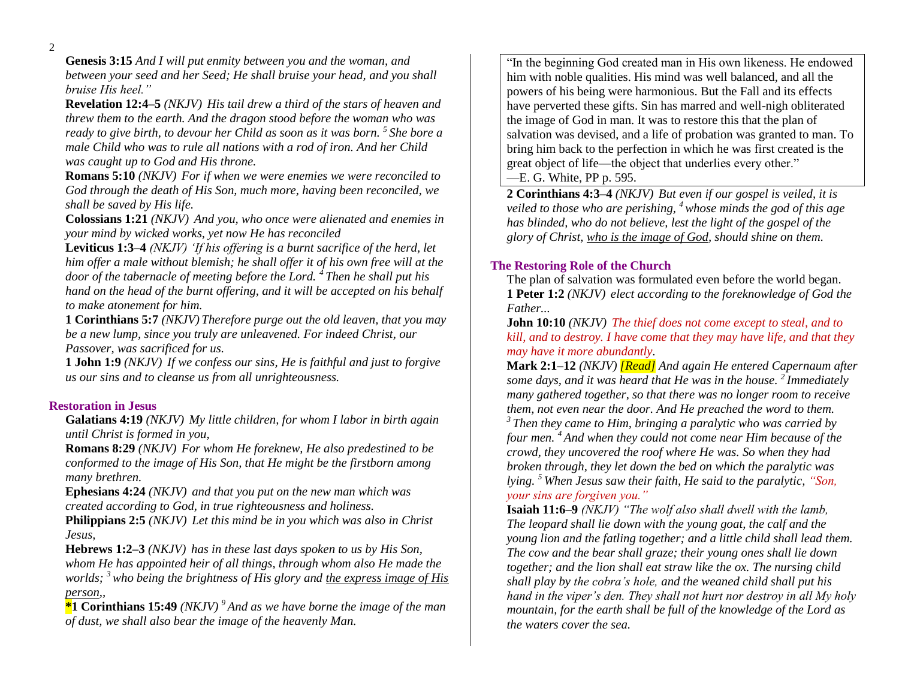**Genesis 3:15** *And I will put enmity between you and the woman, and between your seed and her Seed; He shall bruise your head, and you shall bruise His heel."*

**Revelation 12:4–5** *(NKJV) His tail drew a third of the stars of heaven and threw them to the earth. And the dragon stood before the woman who was ready to give birth, to devour her Child as soon as it was born. [5] She bore a male Child who was to rule all nations with a rod of iron. And her Child was caught up to God and His throne.*

**Romans 5:10** *(NKJV) For if when we were enemies we were reconciled to God through the death of His Son, much more, having been reconciled, we shall be saved by His life.*

**Colossians 1:21** *(NKJV) And you, who once were alienated and enemies in your mind by wicked works, yet now He has reconciled*

**Leviticus 1:3–4** *(NKJV) 'If his offering is a burnt sacrifice of the herd, let him offer a male without blemish; he shall offer it of his own free will at the door of the tabernacle of meeting before the Lord. [4] Then he shall put his hand on the head of the burnt offering, and it will be accepted on his behalf to make atonement for him.*

**1 Corinthians 5:7** *(NKJV) Therefore purge out the old leaven, that you may be a new lump, since you truly are unleavened. For indeed Christ, our Passover, was sacrificed for us.*

**1 John 1:9** *(NKJV) If we confess our sins, He is faithful and just to forgive us our sins and to cleanse us from all unrighteousness.*

## Restoration in Jesus

**Galatians 4:19** *(NKJV) My little children, for whom I labor in birth again until Christ is formed in you,*

**Romans 8:29** *(NKJV) For whom He foreknew, He also predestined to be conformed to the image of His Son, that He might be the firstborn among many brethren.*

**Ephesians 4:24** *(NKJV) and that you put on the new man which was created according to God, in true righteousness and holiness.*

**Philippians 2:5** *(NKJV) Let this mind be in you which was also in Christ Jesus,*

**Hebrews 1:2–3** *(NKJV) has in these last days spoken to us by His Son, whom He has appointed heir of all things, through whom also He made the worlds; [3] who being the brightness of His glory and the express image of His person,,*

***1 Corinthians 15:49** *(NKJV) [9] And as we have borne the image of the man of dust, we shall also bear the image of the heavenly Man.*

"In the beginning God created man in His own likeness. He endowed him with noble qualities. His mind was well balanced, and all the powers of his being were harmonious. But the Fall and its effects have perverted these gifts. Sin has marred and well-nigh obliterated the image of God in man. It was to restore this that the plan of salvation was devised, and a life of probation was granted to man. To bring him back to the perfection in which he was first created is the great object of life—the object that underlies every other."
—E. G. White, PP p. 595.

**2 Corinthians 4:3–4** *(NKJV) But even if our gospel is veiled, it is veiled to those who are perishing, [4] whose minds the god of this age has blinded, who do not believe, lest the light of the gospel of the glory of Christ, who is the image of God, should shine on them.*

## The Restoring Role of the Church

The plan of salvation was formulated even before the world began.

**1 Peter 1:2** *(NKJV) elect according to the foreknowledge of God the Father...*

**John 10:10** *(NKJV) The thief does not come except to steal, and to kill, and to destroy. I have come that they may have life, and that they may have it more abundantly.*

**Mark 2:1–12** *(NKJV) [Read] And again He entered Capernaum after some days, and it was heard that He was in the house. [2] Immediately many gathered together, so that there was no longer room to receive them, not even near the door. And He preached the word to them. [3] Then they came to Him, bringing a paralytic who was carried by four men. [4] And when they could not come near Him because of the crowd, they uncovered the roof where He was. So when they had broken through, they let down the bed on which the paralytic was lying. [5] When Jesus saw their faith, He said to the paralytic, "Son, your sins are forgiven you."*

**Isaiah 11:6–9** *(NKJV) "The wolf also shall dwell with the lamb, The leopard shall lie down with the young goat, the calf and the young lion and the fatling together; and a little child shall lead them. The cow and the bear shall graze; their young ones shall lie down together; and the lion shall eat straw like the ox. The nursing child shall play by the cobra's hole, and the weaned child shall put his hand in the viper's den. They shall not hurt nor destroy in all My holy mountain, for the earth shall be full of the knowledge of the Lord as the waters cover the sea.*